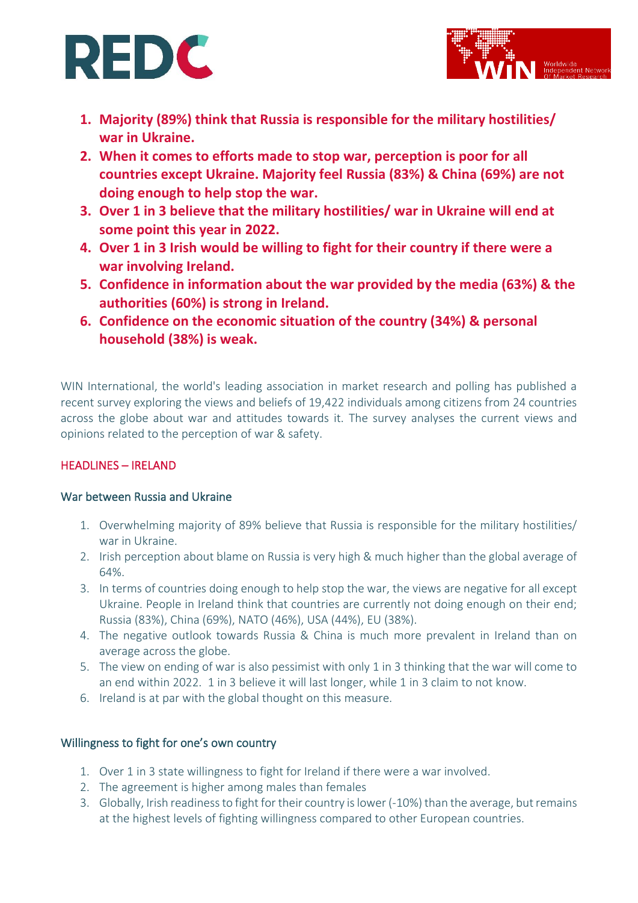1. **Majority (89%) think that Russia is responsible for the military hostilities/ war in Ukraine.**
2. **When it comes to efforts made to stop war, perception is poor for all countries except Ukraine. Majority feel Russia (83%) & China (69%) are not doing enough to help stop the war.**
3. **Over 1 in 3 believe that the military hostilities/ war in Ukraine will end at some point this year in 2022.**
4. **Over 1 in 3 Irish would be willing to fight for their country if there were a war involving Ireland.**
5. **Confidence in information about the war provided by the media (63%) & the authorities (60%) is strong in Ireland.**
6. **Confidence on the economic situation of the country (34%) & personal household (38%) is weak.**

WIN International, the world's leading association in market research and polling has published a recent survey exploring the views and beliefs of 19,422 individuals among citizens from 24 countries across the globe about war and attitudes towards it. The survey analyses the current views and opinions related to the perception of war & safety.

## HEADLINES – IRELAND

### War between Russia and Ukraine

1. Overwhelming majority of 89% believe that Russia is responsible for the military hostilities/ war in Ukraine.
2. Irish perception about blame on Russia is very high & much higher than the global average of 64%.
3. In terms of countries doing enough to help stop the war, the views are negative for all except Ukraine. People in Ireland think that countries are currently not doing enough on their end; Russia (83%), China (69%), NATO (46%), USA (44%), EU (38%).
4. The negative outlook towards Russia & China is much more prevalent in Ireland than on average across the globe.
5. The view on ending of war is also pessimist with only 1 in 3 thinking that the war will come to an end within 2022. 1 in 3 believe it will last longer, while 1 in 3 claim to not know.
6. Ireland is at par with the global thought on this measure.

### Willingness to fight for one's own country

1. Over 1 in 3 state willingness to fight for Ireland if there were a war involved.
2. The agreement is higher among males than females
3. Globally, Irish readiness to fight for their country is lower (-10%) than the average, but remains at the highest levels of fighting willingness compared to other European countries.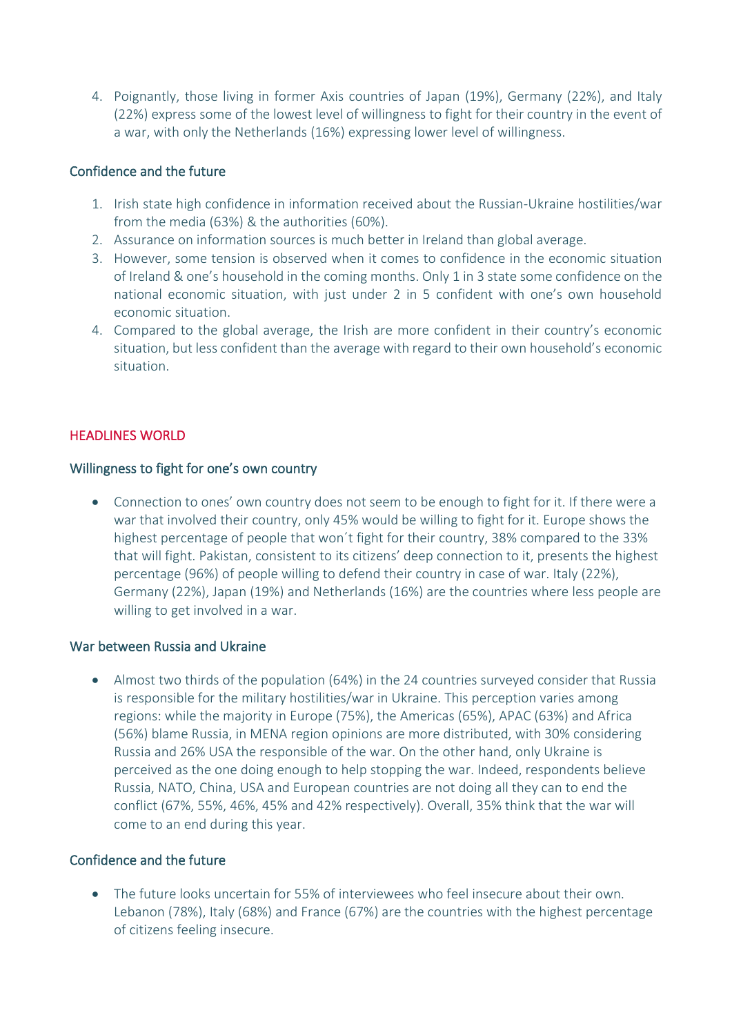4. Poignantly, those living in former Axis countries of Japan (19%), Germany (22%), and Italy (22%) express some of the lowest level of willingness to fight for their country in the event of a war, with only the Netherlands (16%) expressing lower level of willingness.

### Confidence and the future

1. Irish state high confidence in information received about the Russian-Ukraine hostilities/war from the media (63%) & the authorities (60%).
2. Assurance on information sources is much better in Ireland than global average.
3. However, some tension is observed when it comes to confidence in the economic situation of Ireland & one's household in the coming months. Only 1 in 3 state some confidence on the national economic situation, with just under 2 in 5 confident with one's own household economic situation.
4. Compared to the global average, the Irish are more confident in their country's economic situation, but less confident than the average with regard to their own household's economic situation.

## HEADLINES WORLD

### Willingness to fight for one's own country

- Connection to ones' own country does not seem to be enough to fight for it. If there were a war that involved their country, only 45% would be willing to fight for it. Europe shows the highest percentage of people that won´t fight for their country, 38% compared to the 33% that will fight. Pakistan, consistent to its citizens' deep connection to it, presents the highest percentage (96%) of people willing to defend their country in case of war. Italy (22%), Germany (22%), Japan (19%) and Netherlands (16%) are the countries where less people are willing to get involved in a war.

### War between Russia and Ukraine

- Almost two thirds of the population (64%) in the 24 countries surveyed consider that Russia is responsible for the military hostilities/war in Ukraine. This perception varies among regions: while the majority in Europe (75%), the Americas (65%), APAC (63%) and Africa (56%) blame Russia, in MENA region opinions are more distributed, with 30% considering Russia and 26% USA the responsible of the war. On the other hand, only Ukraine is perceived as the one doing enough to help stopping the war. Indeed, respondents believe Russia, NATO, China, USA and European countries are not doing all they can to end the conflict (67%, 55%, 46%, 45% and 42% respectively). Overall, 35% think that the war will come to an end during this year.

### Confidence and the future

- The future looks uncertain for 55% of interviewees who feel insecure about their own. Lebanon (78%), Italy (68%) and France (67%) are the countries with the highest percentage of citizens feeling insecure.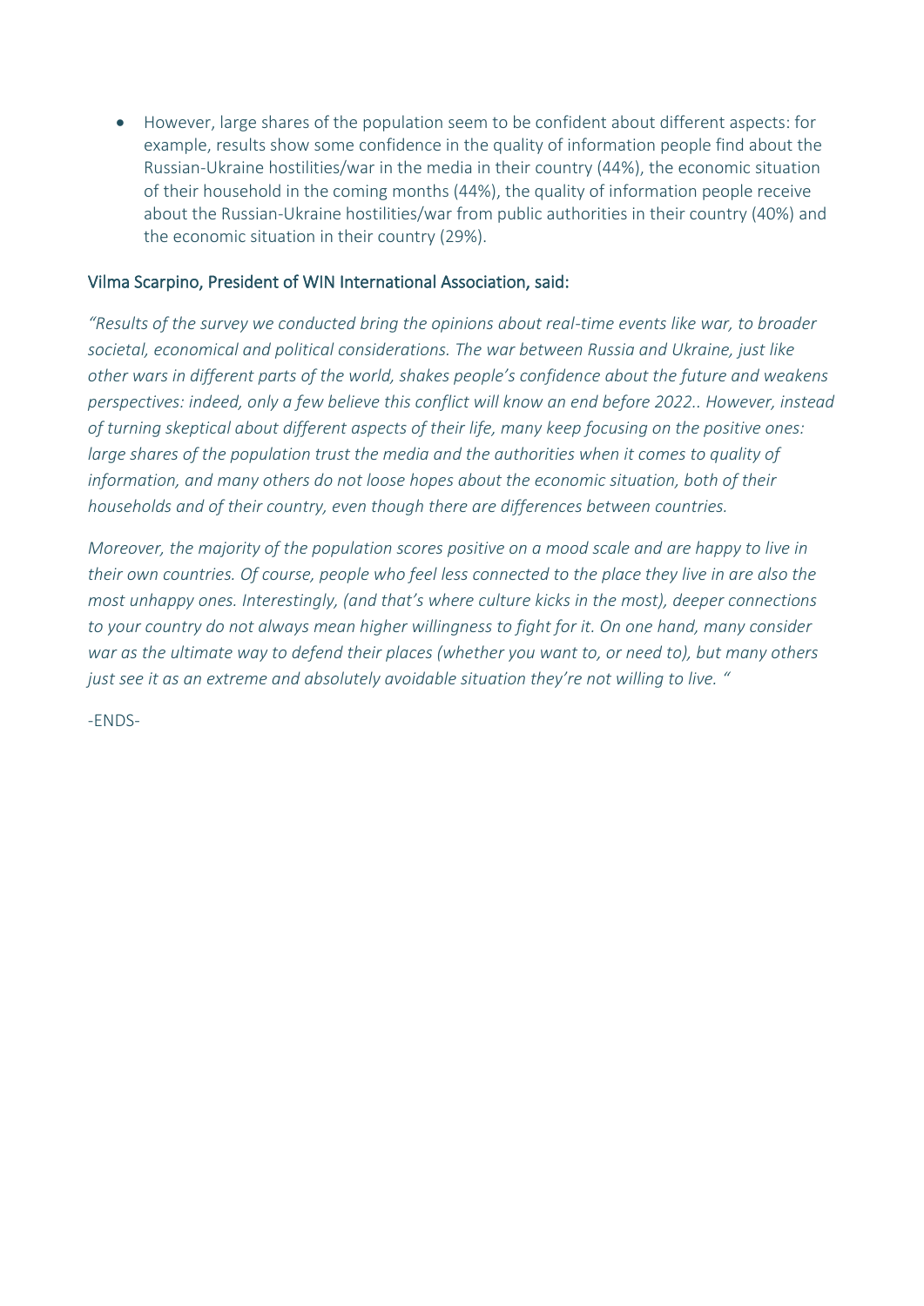- However, large shares of the population seem to be confident about different aspects: for example, results show some confidence in the quality of information people find about the Russian-Ukraine hostilities/war in the media in their country (44%), the economic situation of their household in the coming months (44%), the quality of information people receive about the Russian-Ukraine hostilities/war from public authorities in their country (40%) and the economic situation in their country (29%).

Vilma Scarpino, President of WIN International Association, said:

*"Results of the survey we conducted bring the opinions about real-time events like war, to broader societal, economical and political considerations. The war between Russia and Ukraine, just like other wars in different parts of the world, shakes people's confidence about the future and weakens perspectives: indeed, only a few believe this conflict will know an end before 2022.. However, instead of turning skeptical about different aspects of their life, many keep focusing on the positive ones: large shares of the population trust the media and the authorities when it comes to quality of information, and many others do not loose hopes about the economic situation, both of their households and of their country, even though there are differences between countries.*

*Moreover, the majority of the population scores positive on a mood scale and are happy to live in their own countries. Of course, people who feel less connected to the place they live in are also the most unhappy ones. Interestingly, (and that's where culture kicks in the most), deeper connections to your country do not always mean higher willingness to fight for it. On one hand, many consider war as the ultimate way to defend their places (whether you want to, or need to), but many others just see it as an extreme and absolutely avoidable situation they're not willing to live. "*

-ENDS-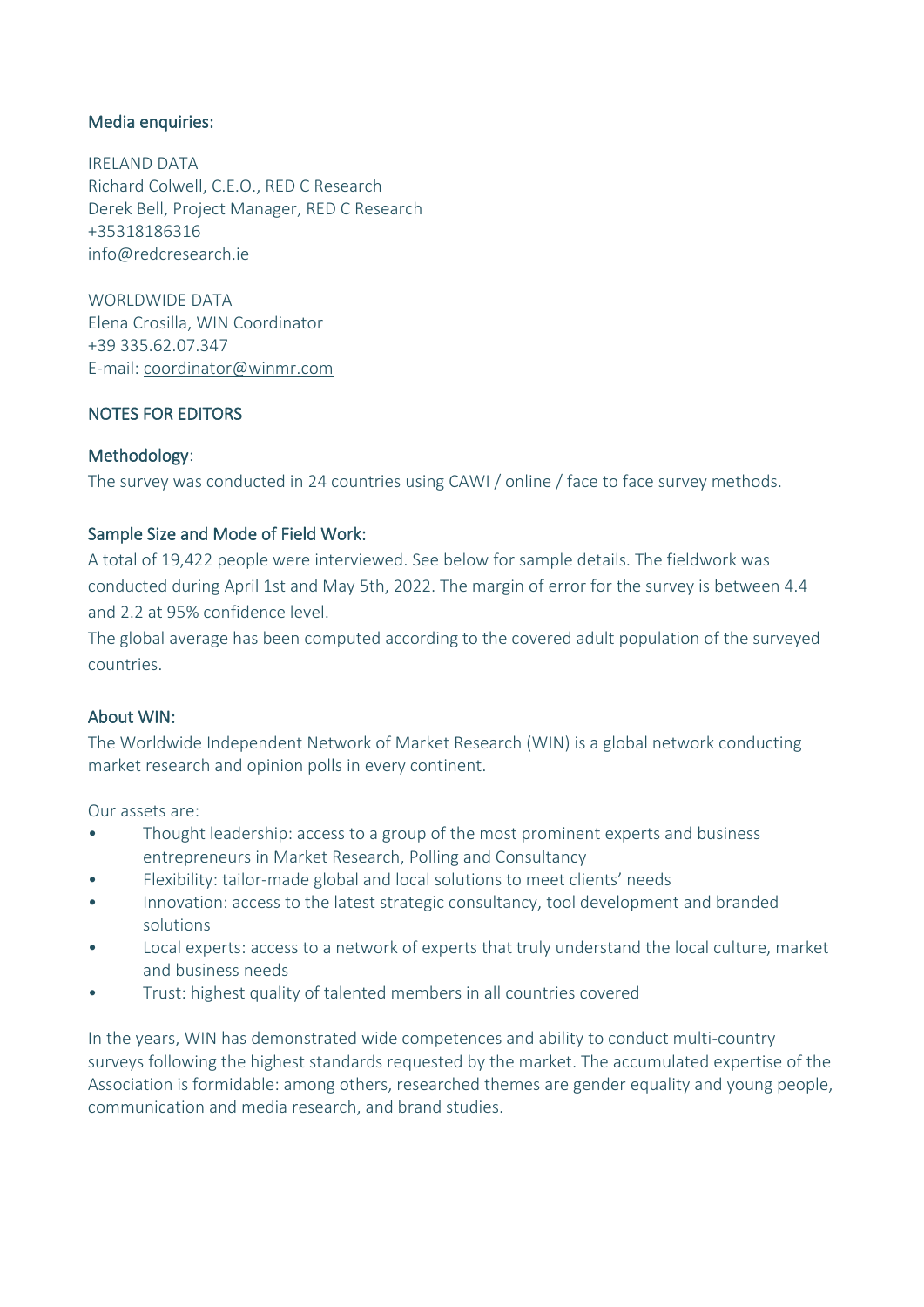## Media enquiries:

IRELAND DATA
Richard Colwell, C.E.O., RED C Research
Derek Bell, Project Manager, RED C Research
+35318186316
info@redcresearch.ie

WORLDWIDE DATA
Elena Crosilla, WIN Coordinator
+39 335.62.07.347
E-mail: coordinator@winmr.com

## NOTES FOR EDITORS

### Methodology:

The survey was conducted in 24 countries using CAWI / online / face to face survey methods.

### Sample Size and Mode of Field Work:

A total of 19,422 people were interviewed. See below for sample details. The fieldwork was conducted during April 1st and May 5th, 2022. The margin of error for the survey is between 4.4 and 2.2 at 95% confidence level.

The global average has been computed according to the covered adult population of the surveyed countries.

### About WIN:

The Worldwide Independent Network of Market Research (WIN) is a global network conducting market research and opinion polls in every continent.

Our assets are:

- Thought leadership: access to a group of the most prominent experts and business entrepreneurs in Market Research, Polling and Consultancy
- Flexibility: tailor-made global and local solutions to meet clients' needs
- Innovation: access to the latest strategic consultancy, tool development and branded solutions
- Local experts: access to a network of experts that truly understand the local culture, market and business needs
- Trust: highest quality of talented members in all countries covered

In the years, WIN has demonstrated wide competences and ability to conduct multi-country surveys following the highest standards requested by the market. The accumulated expertise of the Association is formidable: among others, researched themes are gender equality and young people, communication and media research, and brand studies.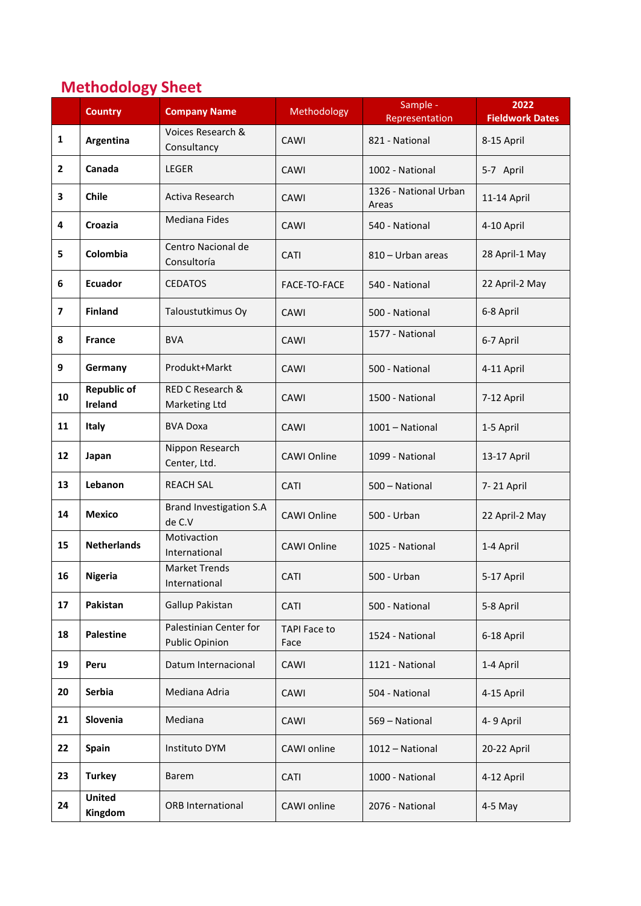## Methodology Sheet

| | Country | Company Name | Methodology | Sample - Representation | 2022 Fieldwork Dates |
|---|---|---|---|---|---|
| 1 | **Argentina** | Voices Research & Consultancy | CAWI | 821 - National | 8-15 April |
| 2 | **Canada** | LEGER | CAWI | 1002 - National | 5-7 April |
| 3 | **Chile** | Activa Research | CAWI | 1326 - National Urban Areas | 11-14 April |
| 4 | **Croazia** | Mediana Fides | CAWI | 540 - National | 4-10 April |
| 5 | **Colombia** | Centro Nacional de Consultoría | CATI | 810 – Urban areas | 28 April-1 May |
| 6 | **Ecuador** | CEDATOS | FACE-TO-FACE | 540 - National | 22 April-2 May |
| 7 | **Finland** | Taloustutkimus Oy | CAWI | 500 - National | 6-8 April |
| 8 | **France** | BVA | CAWI | 1577 - National | 6-7 April |
| 9 | **Germany** | Produkt+Markt | CAWI | 500 - National | 4-11 April |
| 10 | **Republic of Ireland** | RED C Research & Marketing Ltd | CAWI | 1500 - National | 7-12 April |
| 11 | **Italy** | BVA Doxa | CAWI | 1001 – National | 1-5 April |
| 12 | **Japan** | Nippon Research Center, Ltd. | CAWI Online | 1099 - National | 13-17 April |
| 13 | **Lebanon** | REACH SAL | CATI | 500 – National | 7- 21 April |
| 14 | **Mexico** | Brand Investigation S.A de C.V | CAWI Online | 500 - Urban | 22 April-2 May |
| 15 | **Netherlands** | Motivaction International | CAWI Online | 1025 - National | 1-4 April |
| 16 | **Nigeria** | Market Trends International | CATI | 500 - Urban | 5-17 April |
| 17 | **Pakistan** | Gallup Pakistan | CATI | 500 - National | 5-8 April |
| 18 | **Palestine** | Palestinian Center for Public Opinion | TAPI Face to Face | 1524 - National | 6-18 April |
| 19 | **Peru** | Datum Internacional | CAWI | 1121 - National | 1-4 April |
| 20 | **Serbia** | Mediana Adria | CAWI | 504 - National | 4-15 April |
| 21 | **Slovenia** | Mediana | CAWI | 569 – National | 4- 9 April |
| 22 | **Spain** | Instituto DYM | CAWI online | 1012 – National | 20-22 April |
| 23 | **Turkey** | Barem | CATI | 1000 - National | 4-12 April |
| 24 | **United Kingdom** | ORB International | CAWI online | 2076 - National | 4-5 May |